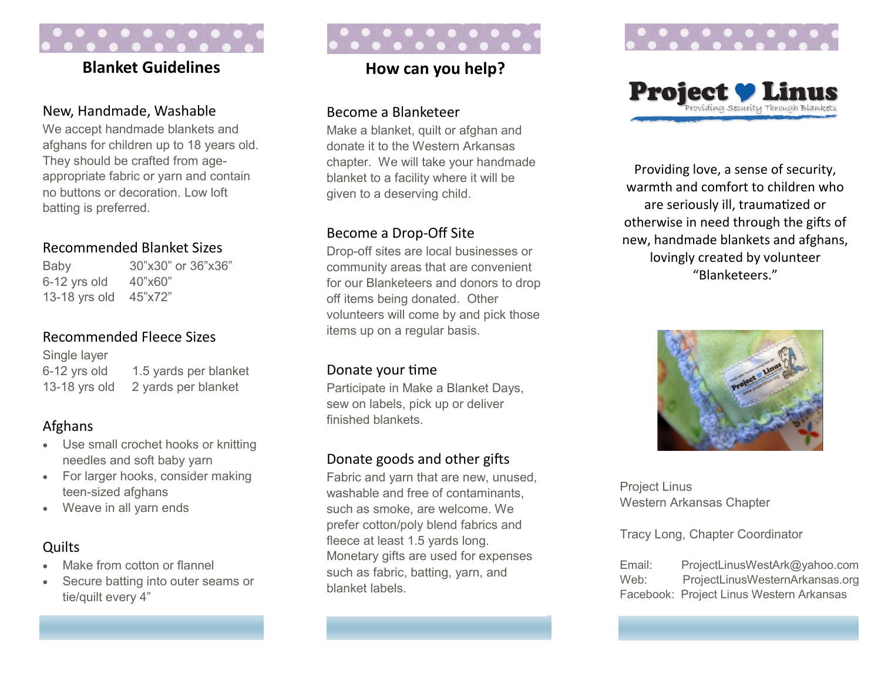## Blanket Guidelines

### New, Handmade, Washable

We accept handmade blankets and afghans for children up to 18 years old. They should be crafted from age-appropriate fabric or yarn and contain no buttons or decoration. Low loft batting is preferred.

### Recommended Blanket Sizes

| | |
|---|---|
| Baby | 30”x30” or 36”x36” |
| 6-12 yrs old | 40”x60” |
| 13-18 yrs old | 45”x72” |

### Recommended Fleece Sizes

Single layer

| | |
|---|---|
| 6-12 yrs old | 1.5 yards per blanket |
| 13-18 yrs old | 2 yards per blanket |

### Afghans

- Use small crochet hooks or knitting needles and soft baby yarn
- For larger hooks, consider making teen-sized afghans
- Weave in all yarn ends

### Quilts

- Make from cotton or flannel
- Secure batting into outer seams or tie/quilt every 4”

## How can you help?

### Become a Blanketeer

Make a blanket, quilt or afghan and donate it to the Western Arkansas chapter. We will take your handmade blanket to a facility where it will be given to a deserving child.

### Become a Drop-Off Site

Drop-off sites are local businesses or community areas that are convenient for our Blanketeers and donors to drop off items being donated. Other volunteers will come by and pick those items up on a regular basis.

### Donate your time

Participate in Make a Blanket Days, sew on labels, pick up or deliver finished blankets.

### Donate goods and other gifts

Fabric and yarn that are new, unused, washable and free of contaminants, such as smoke, are welcome. We prefer cotton/poly blend fabrics and fleece at least 1.5 yards long. Monetary gifts are used for expenses such as fabric, batting, yarn, and blanket labels.

# Project ♥ Linus

*Providing Security Through Blankets*

Providing love, a sense of security, warmth and comfort to children who are seriously ill, traumatized or otherwise in need through the gifts of new, handmade blankets and afghans, lovingly created by volunteer “Blanketeers.”

Project Linus
Western Arkansas Chapter

Tracy Long, Chapter Coordinator

Email: ProjectLinusWestArk@yahoo.com
Web: ProjectLinusWesternArkansas.org
Facebook: Project Linus Western Arkansas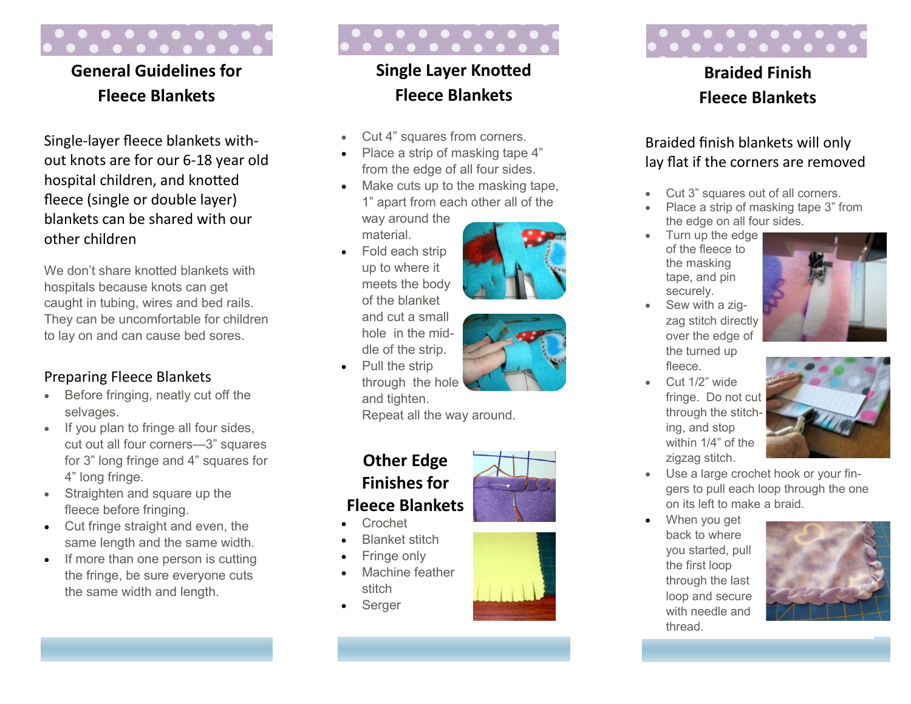## General Guidelines for Fleece Blankets

Single-layer fleece blankets without knots are for our 6-18 year old hospital children, and knotted fleece (single or double layer) blankets can be shared with our other children

We don't share knotted blankets with hospitals because knots can get caught in tubing, wires and bed rails. They can be uncomfortable for children to lay on and can cause bed sores.

### Preparing Fleece Blankets

- Before fringing, neatly cut off the selvages.
- If you plan to fringe all four sides, cut out all four corners—3" squares for 3" long fringe and 4" squares for 4" long fringe.
- Straighten and square up the fleece before fringing.
- Cut fringe straight and even, the same length and the same width.
- If more than one person is cutting the fringe, be sure everyone cuts the same width and length.

## Single Layer Knotted Fleece Blankets

- Cut 4" squares from corners.
- Place a strip of masking tape 4" from the edge of all four sides.
- Make cuts up to the masking tape, 1" apart from each other all of the way around the material.
- Fold each strip up to where it meets the body of the blanket and cut a small hole in the middle of the strip.
- Pull the strip through the hole and tighten.

Repeat all the way around.

## Other Edge Finishes for Fleece Blankets

- Crochet
- Blanket stitch
- Fringe only
- Machine feather stitch
- Serger

## Braided Finish Fleece Blankets

Braided finish blankets will only lay flat if the corners are removed

- Cut 3" squares out of all corners.
- Place a strip of masking tape 3" from the edge on all four sides.
- Turn up the edge of the fleece to the masking tape, and pin securely.
- Sew with a zig-zag stitch directly over the edge of the turned up fleece.
- Cut 1/2" wide fringe. Do not cut through the stitching, and stop within 1/4" of the zigzag stitch.
- Use a large crochet hook or your fingers to pull each loop through the one on its left to make a braid.
- When you get back to where you started, pull the first loop through the last loop and secure with needle and thread.